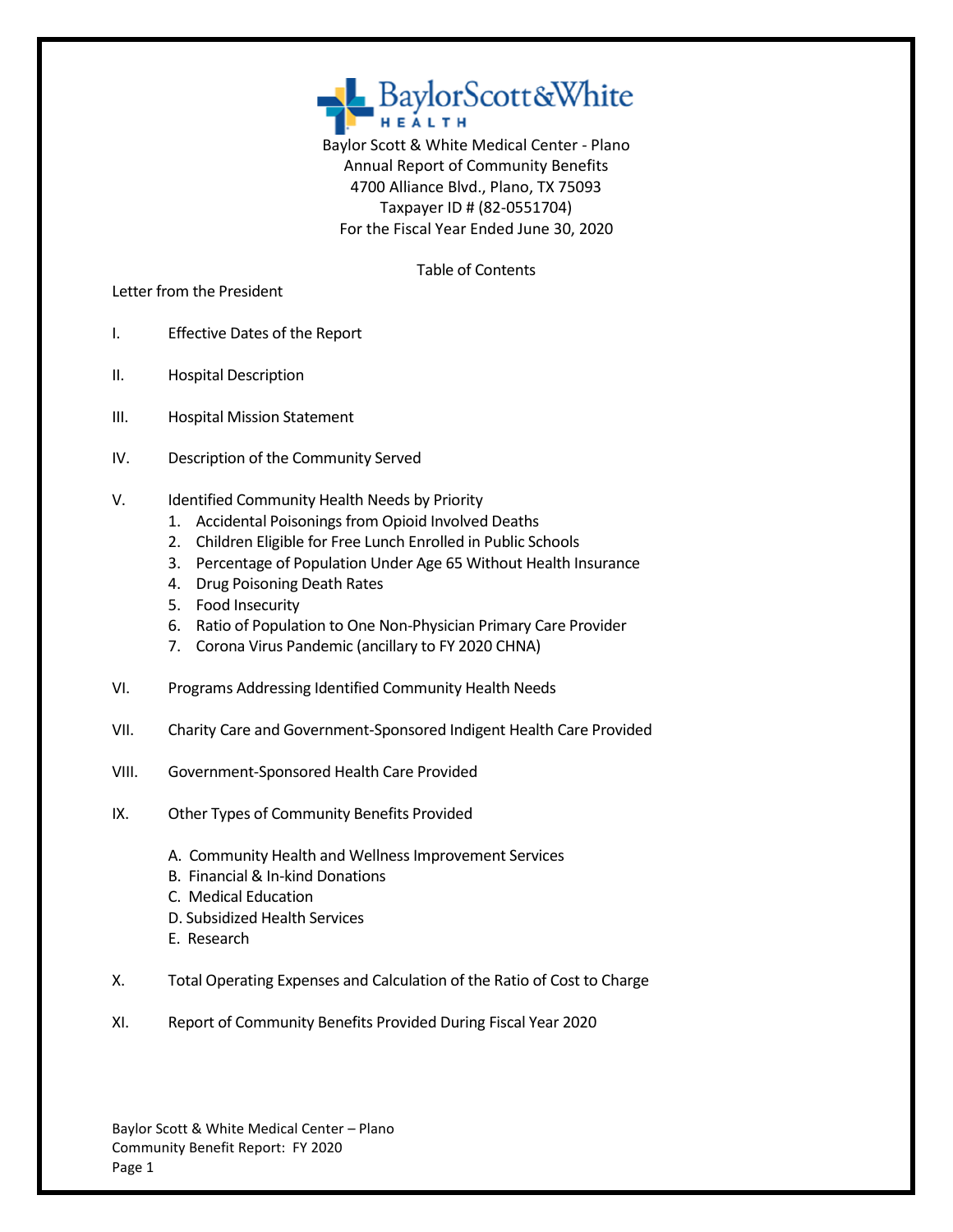Baylor Scott & White Medical Center - Plano
Annual Report of Community Benefits
4700 Alliance Blvd., Plano, TX 75093
Taxpayer ID # (82-0551704)
For the Fiscal Year Ended June 30, 2020

## Table of Contents

Letter from the President

I. Effective Dates of the Report

II. Hospital Description

III. Hospital Mission Statement

IV. Description of the Community Served

V. Identified Community Health Needs by Priority
   1. Accidental Poisonings from Opioid Involved Deaths
   2. Children Eligible for Free Lunch Enrolled in Public Schools
   3. Percentage of Population Under Age 65 Without Health Insurance
   4. Drug Poisoning Death Rates
   5. Food Insecurity
   6. Ratio of Population to One Non-Physician Primary Care Provider
   7. Corona Virus Pandemic (ancillary to FY 2020 CHNA)

VI. Programs Addressing Identified Community Health Needs

VII. Charity Care and Government-Sponsored Indigent Health Care Provided

VIII. Government-Sponsored Health Care Provided

IX. Other Types of Community Benefits Provided

   A. Community Health and Wellness Improvement Services
   B. Financial & In-kind Donations
   C. Medical Education
   D. Subsidized Health Services
   E. Research

X. Total Operating Expenses and Calculation of the Ratio of Cost to Charge

XI. Report of Community Benefits Provided During Fiscal Year 2020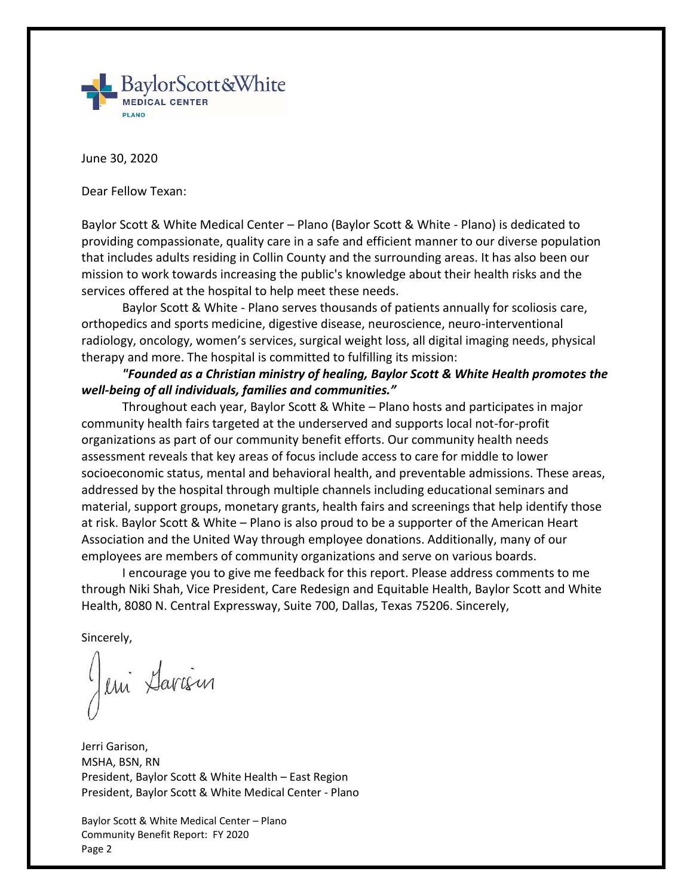June 30, 2020

Dear Fellow Texan:

Baylor Scott & White Medical Center – Plano (Baylor Scott & White - Plano) is dedicated to providing compassionate, quality care in a safe and efficient manner to our diverse population that includes adults residing in Collin County and the surrounding areas. It has also been our mission to work towards increasing the public's knowledge about their health risks and the services offered at the hospital to help meet these needs.

Baylor Scott & White - Plano serves thousands of patients annually for scoliosis care, orthopedics and sports medicine, digestive disease, neuroscience, neuro-interventional radiology, oncology, women's services, surgical weight loss, all digital imaging needs, physical therapy and more. The hospital is committed to fulfilling its mission:

***"Founded as a Christian ministry of healing, Baylor Scott & White Health promotes the well-being of all individuals, families and communities."***

Throughout each year, Baylor Scott & White – Plano hosts and participates in major community health fairs targeted at the underserved and supports local not-for-profit organizations as part of our community benefit efforts. Our community health needs assessment reveals that key areas of focus include access to care for middle to lower socioeconomic status, mental and behavioral health, and preventable admissions. These areas, addressed by the hospital through multiple channels including educational seminars and material, support groups, monetary grants, health fairs and screenings that help identify those at risk. Baylor Scott & White – Plano is also proud to be a supporter of the American Heart Association and the United Way through employee donations. Additionally, many of our employees are members of community organizations and serve on various boards.

I encourage you to give me feedback for this report. Please address comments to me through Niki Shah, Vice President, Care Redesign and Equitable Health, Baylor Scott and White Health, 8080 N. Central Expressway, Suite 700, Dallas, Texas 75206. Sincerely,

Sincerely,

Jerri Garison,
MSHA, BSN, RN
President, Baylor Scott & White Health – East Region
President, Baylor Scott & White Medical Center - Plano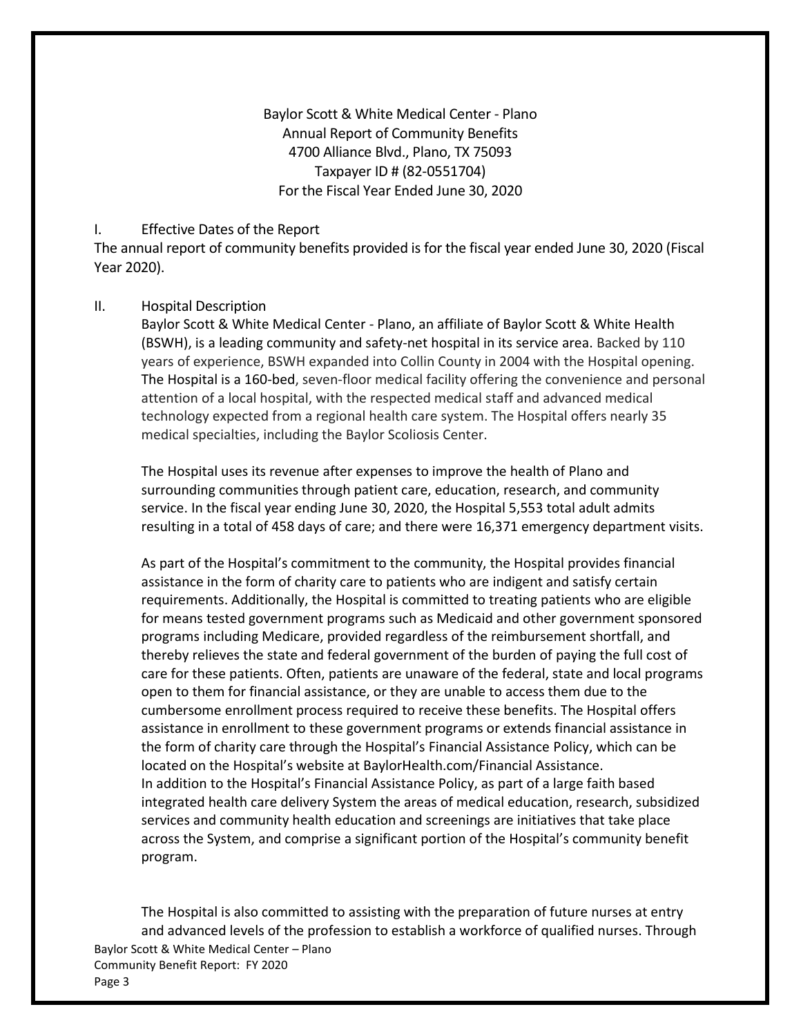Baylor Scott & White Medical Center - Plano
Annual Report of Community Benefits
4700 Alliance Blvd., Plano, TX 75093
Taxpayer ID # (82-0551704)
For the Fiscal Year Ended June 30, 2020

## I. Effective Dates of the Report

The annual report of community benefits provided is for the fiscal year ended June 30, 2020 (Fiscal Year 2020).

## II. Hospital Description

Baylor Scott & White Medical Center - Plano, an affiliate of Baylor Scott & White Health (BSWH), is a leading community and safety-net hospital in its service area. Backed by 110 years of experience, BSWH expanded into Collin County in 2004 with the Hospital opening. The Hospital is a 160-bed, seven-floor medical facility offering the convenience and personal attention of a local hospital, with the respected medical staff and advanced medical technology expected from a regional health care system. The Hospital offers nearly 35 medical specialties, including the Baylor Scoliosis Center.

The Hospital uses its revenue after expenses to improve the health of Plano and surrounding communities through patient care, education, research, and community service. In the fiscal year ending June 30, 2020, the Hospital 5,553 total adult admits resulting in a total of 458 days of care; and there were 16,371 emergency department visits.

As part of the Hospital's commitment to the community, the Hospital provides financial assistance in the form of charity care to patients who are indigent and satisfy certain requirements. Additionally, the Hospital is committed to treating patients who are eligible for means tested government programs such as Medicaid and other government sponsored programs including Medicare, provided regardless of the reimbursement shortfall, and thereby relieves the state and federal government of the burden of paying the full cost of care for these patients. Often, patients are unaware of the federal, state and local programs open to them for financial assistance, or they are unable to access them due to the cumbersome enrollment process required to receive these benefits. The Hospital offers assistance in enrollment to these government programs or extends financial assistance in the form of charity care through the Hospital's Financial Assistance Policy, which can be located on the Hospital's website at BaylorHealth.com/Financial Assistance.
In addition to the Hospital's Financial Assistance Policy, as part of a large faith based integrated health care delivery System the areas of medical education, research, subsidized services and community health education and screenings are initiatives that take place across the System, and comprise a significant portion of the Hospital's community benefit program.

The Hospital is also committed to assisting with the preparation of future nurses at entry and advanced levels of the profession to establish a workforce of qualified nurses. Through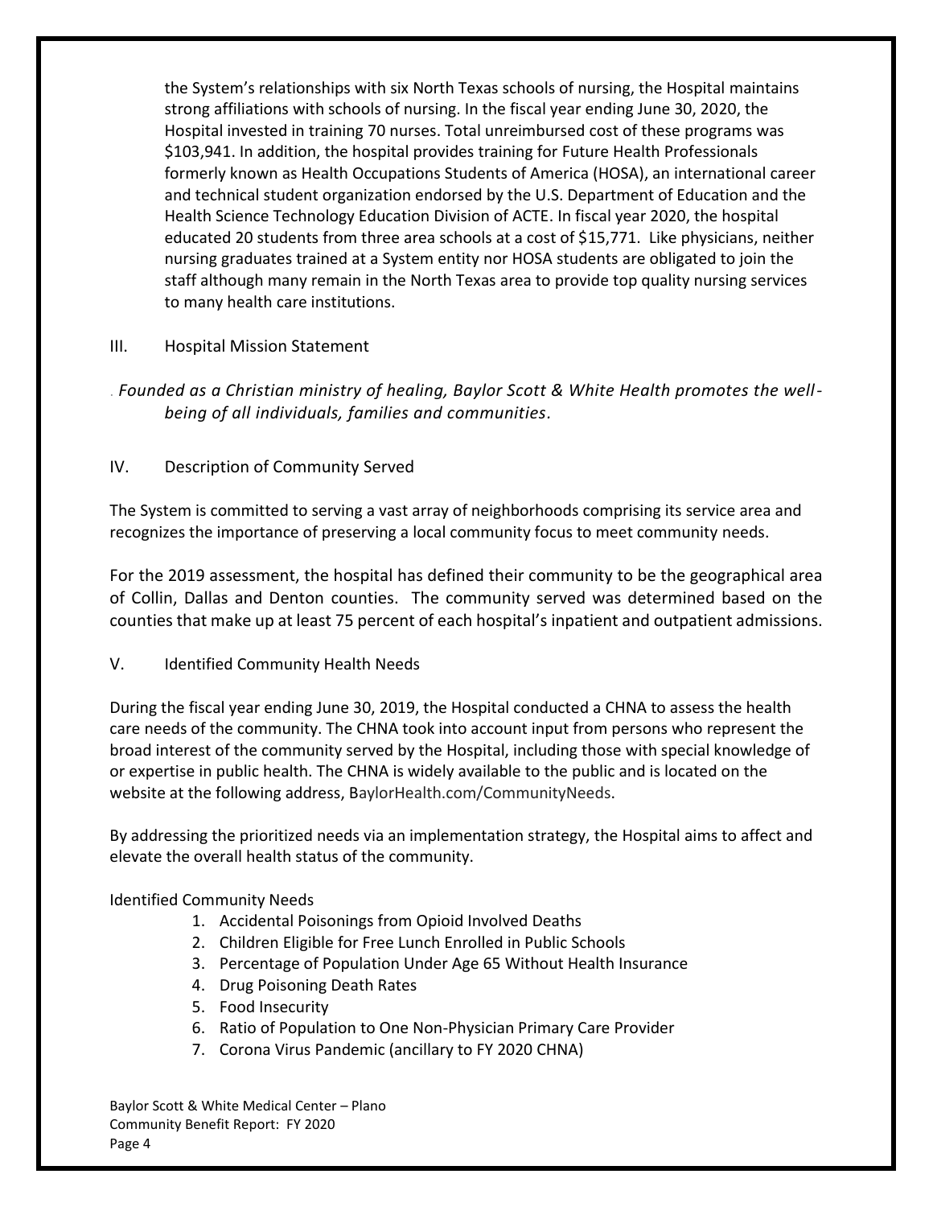the System's relationships with six North Texas schools of nursing, the Hospital maintains strong affiliations with schools of nursing. In the fiscal year ending June 30, 2020, the Hospital invested in training 70 nurses. Total unreimbursed cost of these programs was $103,941. In addition, the hospital provides training for Future Health Professionals formerly known as Health Occupations Students of America (HOSA), an international career and technical student organization endorsed by the U.S. Department of Education and the Health Science Technology Education Division of ACTE. In fiscal year 2020, the hospital educated 20 students from three area schools at a cost of $15,771. Like physicians, neither nursing graduates trained at a System entity nor HOSA students are obligated to join the staff although many remain in the North Texas area to provide top quality nursing services to many health care institutions.

## III. Hospital Mission Statement

*Founded as a Christian ministry of healing, Baylor Scott & White Health promotes the well-being of all individuals, families and communities.*

## IV. Description of Community Served

The System is committed to serving a vast array of neighborhoods comprising its service area and recognizes the importance of preserving a local community focus to meet community needs.

For the 2019 assessment, the hospital has defined their community to be the geographical area of Collin, Dallas and Denton counties. The community served was determined based on the counties that make up at least 75 percent of each hospital's inpatient and outpatient admissions.

## V. Identified Community Health Needs

During the fiscal year ending June 30, 2019, the Hospital conducted a CHNA to assess the health care needs of the community. The CHNA took into account input from persons who represent the broad interest of the community served by the Hospital, including those with special knowledge of or expertise in public health. The CHNA is widely available to the public and is located on the website at the following address, BaylorHealth.com/CommunityNeeds.

By addressing the prioritized needs via an implementation strategy, the Hospital aims to affect and elevate the overall health status of the community.

Identified Community Needs

1. Accidental Poisonings from Opioid Involved Deaths
2. Children Eligible for Free Lunch Enrolled in Public Schools
3. Percentage of Population Under Age 65 Without Health Insurance
4. Drug Poisoning Death Rates
5. Food Insecurity
6. Ratio of Population to One Non-Physician Primary Care Provider
7. Corona Virus Pandemic (ancillary to FY 2020 CHNA)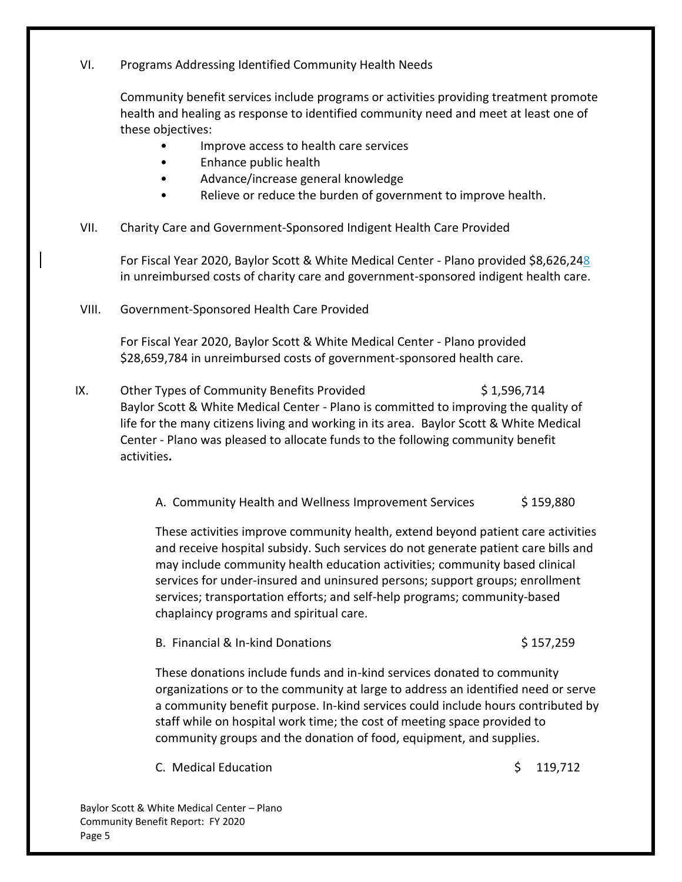## VI. Programs Addressing Identified Community Health Needs

Community benefit services include programs or activities providing treatment promote health and healing as response to identified community need and meet at least one of these objectives:

- Improve access to health care services
- Enhance public health
- Advance/increase general knowledge
- Relieve or reduce the burden of government to improve health.

## VII. Charity Care and Government-Sponsored Indigent Health Care Provided

For Fiscal Year 2020, Baylor Scott & White Medical Center - Plano provided $8,626,248 in unreimbursed costs of charity care and government-sponsored indigent health care.

## VIII. Government-Sponsored Health Care Provided

For Fiscal Year 2020, Baylor Scott & White Medical Center - Plano provided $28,659,784 in unreimbursed costs of government-sponsored health care.

## IX. Other Types of Community Benefits Provided $ 1,596,714

Baylor Scott & White Medical Center - Plano is committed to improving the quality of life for the many citizens living and working in its area. Baylor Scott & White Medical Center - Plano was pleased to allocate funds to the following community benefit activities**.**

### A. Community Health and Wellness Improvement Services $ 159,880

These activities improve community health, extend beyond patient care activities and receive hospital subsidy. Such services do not generate patient care bills and may include community health education activities; community based clinical services for under-insured and uninsured persons; support groups; enrollment services; transportation efforts; and self-help programs; community-based chaplaincy programs and spiritual care.

### B. Financial & In-kind Donations $ 157,259

These donations include funds and in-kind services donated to community organizations or to the community at large to address an identified need or serve a community benefit purpose. In-kind services could include hours contributed by staff while on hospital work time; the cost of meeting space provided to community groups and the donation of food, equipment, and supplies.

### C. Medical Education $ 119,712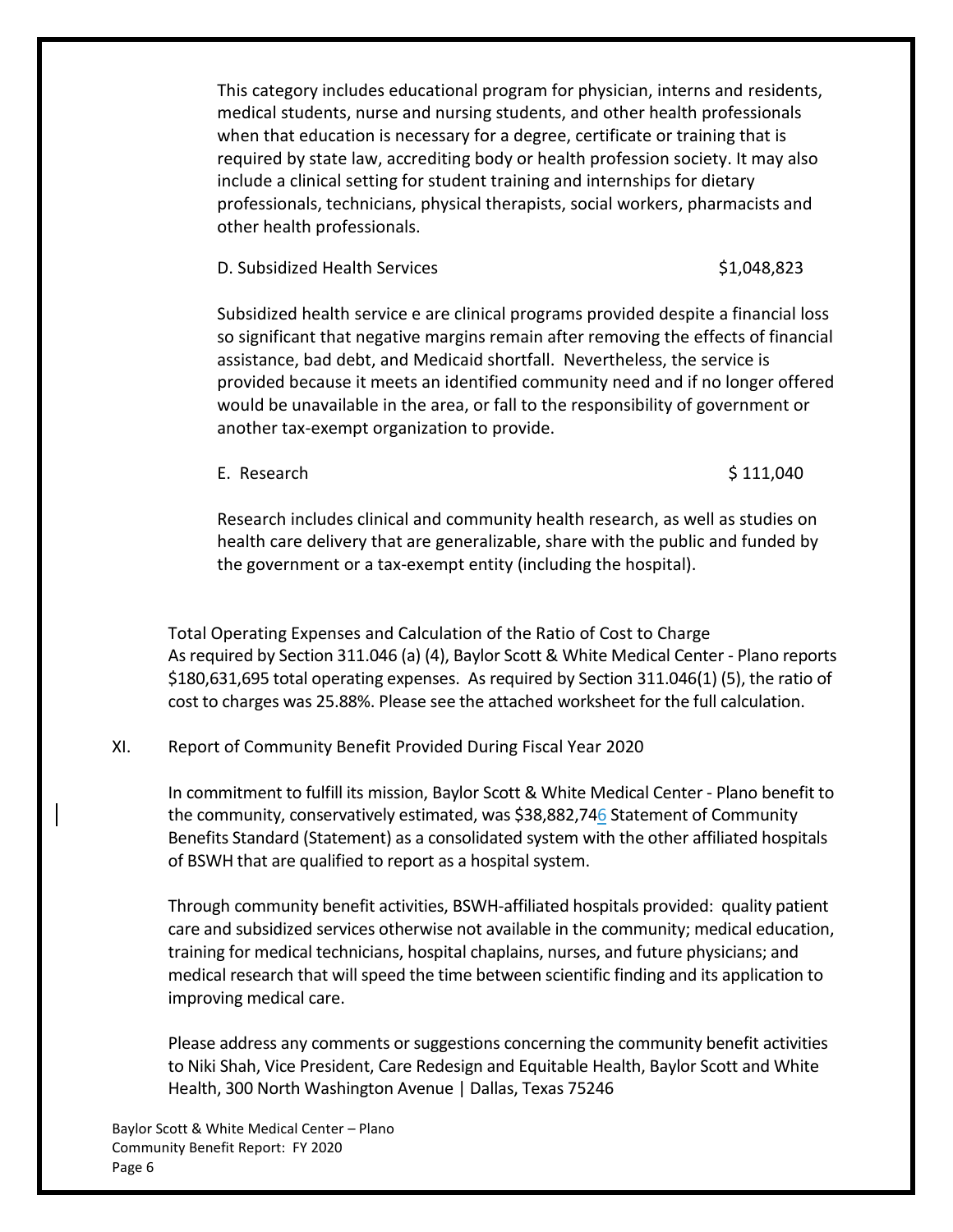This category includes educational program for physician, interns and residents, medical students, nurse and nursing students, and other health professionals when that education is necessary for a degree, certificate or training that is required by state law, accrediting body or health profession society. It may also include a clinical setting for student training and internships for dietary professionals, technicians, physical therapists, social workers, pharmacists and other health professionals.

D. Subsidized Health Services $1,048,823

Subsidized health service e are clinical programs provided despite a financial loss so significant that negative margins remain after removing the effects of financial assistance, bad debt, and Medicaid shortfall. Nevertheless, the service is provided because it meets an identified community need and if no longer offered would be unavailable in the area, or fall to the responsibility of government or another tax-exempt organization to provide.

E. Research $ 111,040

Research includes clinical and community health research, as well as studies on health care delivery that are generalizable, share with the public and funded by the government or a tax-exempt entity (including the hospital).

Total Operating Expenses and Calculation of the Ratio of Cost to Charge
As required by Section 311.046 (a) (4), Baylor Scott & White Medical Center - Plano reports $180,631,695 total operating expenses. As required by Section 311.046(1) (5), the ratio of cost to charges was 25.88%. Please see the attached worksheet for the full calculation.

## XI. Report of Community Benefit Provided During Fiscal Year 2020

In commitment to fulfill its mission, Baylor Scott & White Medical Center - Plano benefit to the community, conservatively estimated, was $38,882,746 Statement of Community Benefits Standard (Statement) as a consolidated system with the other affiliated hospitals of BSWH that are qualified to report as a hospital system.

Through community benefit activities, BSWH-affiliated hospitals provided: quality patient care and subsidized services otherwise not available in the community; medical education, training for medical technicians, hospital chaplains, nurses, and future physicians; and medical research that will speed the time between scientific finding and its application to improving medical care.

Please address any comments or suggestions concerning the community benefit activities to Niki Shah, Vice President, Care Redesign and Equitable Health, Baylor Scott and White Health, 300 North Washington Avenue | Dallas, Texas 75246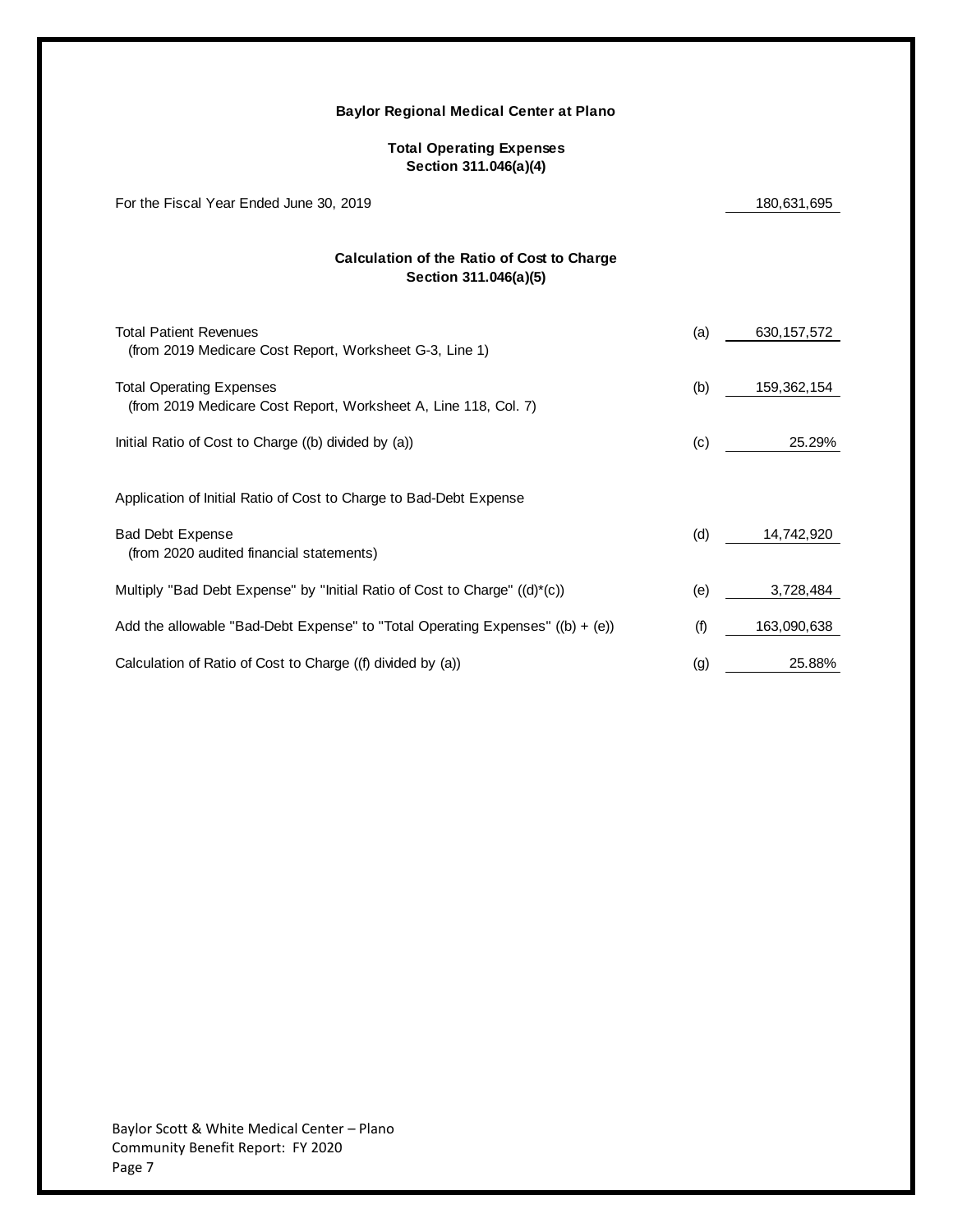## Baylor Regional Medical Center at Plano

### Total Operating Expenses
**Section 311.046(a)(4)**

| | |
|---|---|
| For the Fiscal Year Ended June 30, 2019 | 180,631,695 |

### Calculation of the Ratio of Cost to Charge
**Section 311.046(a)(5)**

| | | |
|---|---|---|
| Total Patient Revenues<br>(from 2019 Medicare Cost Report, Worksheet G-3, Line 1) | (a) | 630,157,572 |
| Total Operating Expenses<br>(from 2019 Medicare Cost Report, Worksheet A, Line 118, Col. 7) | (b) | 159,362,154 |
| Initial Ratio of Cost to Charge ((b) divided by (a)) | (c) | 25.29% |

Application of Initial Ratio of Cost to Charge to Bad-Debt Expense

| | | |
|---|---|---|
| Bad Debt Expense<br>(from 2020 audited financial statements) | (d) | 14,742,920 |
| Multiply "Bad Debt Expense" by "Initial Ratio of Cost to Charge" ((d)*(c)) | (e) | 3,728,484 |
| Add the allowable "Bad-Debt Expense" to "Total Operating Expenses" ((b) + (e)) | (f) | 163,090,638 |
| Calculation of Ratio of Cost to Charge ((f) divided by (a)) | (g) | 25.88% |

Baylor Scott & White Medical Center – Plano
Community Benefit Report: FY 2020